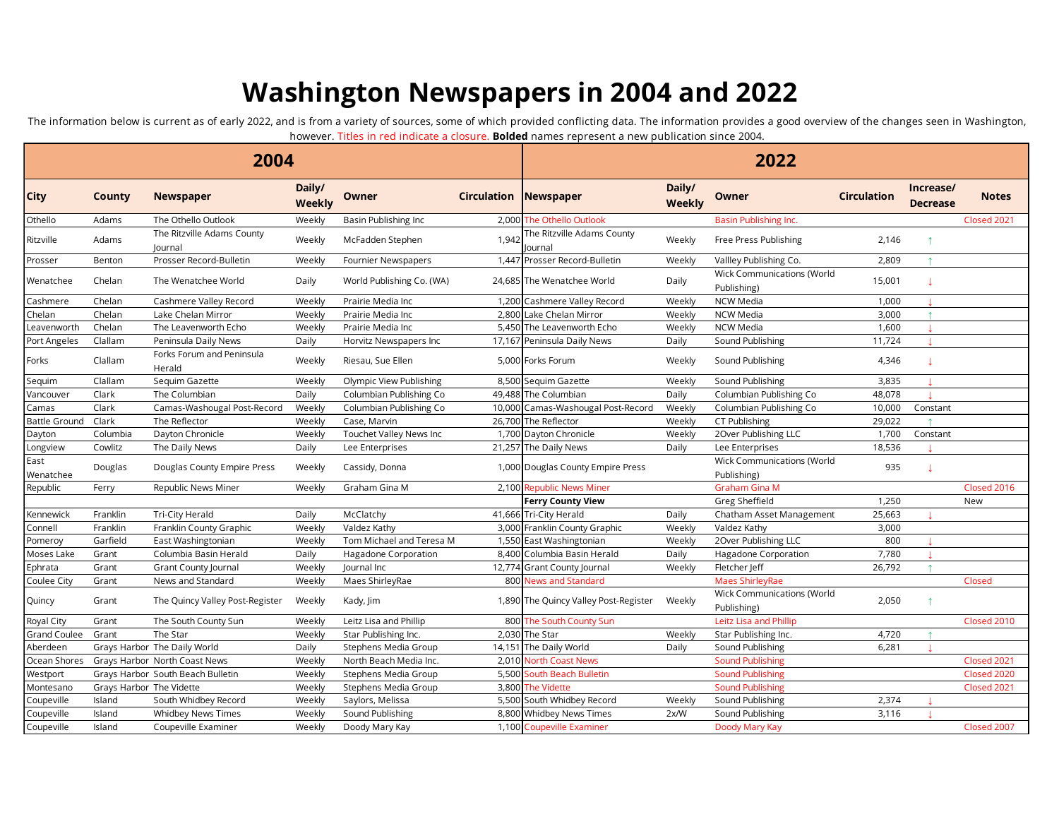# Washington Newspapers in 2004 and 2022

The information below is current as of early 2022, and is from a variety of sources, some of which provided conflicting data. The information provides a good overview of the changes seen in Washington, however. Titles in red indicate a closure. **Bolded** names represent a new publication since 2004.

| 2004 | | | | | | 2022 | | | | | |
|---|---|---|---|---|---|---|---|---|---|---|---|
| City | County | Newspaper | Daily/ Weekly | Owner | Circulation | Newspaper | Daily/ Weekly | Owner | Circulation | Increase/ Decrease | Notes |
| Othello | Adams | The Othello Outlook | Weekly | Basin Publishing Inc | 2,000 | The Othello Outlook | | Basin Publishing Inc. | | | Closed 2021 |
| Ritzville | Adams | The Ritzville Adams County Journal | Weekly | McFadden Stephen | 1,942 | The Ritzville Adams County Journal | Weekly | Free Press Publishing | 2,146 | ↑ | |
| Prosser | Benton | Prosser Record-Bulletin | Weekly | Fournier Newspapers | 1,447 | Prosser Record-Bulletin | Weekly | Vallley Publishing Co. | 2,809 | ↑ | |
| Wenatchee | Chelan | The Wenatchee World | Daily | World Publishing Co. (WA) | 24,685 | The Wenatchee World | Daily | Wick Communications (World Publishing) | 15,001 | ↓ | |
| Cashmere | Chelan | Cashmere Valley Record | Weekly | Prairie Media Inc | 1,200 | Cashmere Valley Record | Weekly | NCW Media | 1,000 | ↓ | |
| Chelan | Chelan | Lake Chelan Mirror | Weekly | Prairie Media Inc | 2,800 | Lake Chelan Mirror | Weekly | NCW Media | 3,000 | ↑ | |
| Leavenworth | Chelan | The Leavenworth Echo | Weekly | Prairie Media Inc | 5,450 | The Leavenworth Echo | Weekly | NCW Media | 1,600 | ↓ | |
| Port Angeles | Clallam | Peninsula Daily News | Daily | Horvitz Newspapers Inc | 17,167 | Peninsula Daily News | Daily | Sound Publishing | 11,724 | ↓ | |
| Forks | Clallam | Forks Forum and Peninsula Herald | Weekly | Riesau, Sue Ellen | 5,000 | Forks Forum | Weekly | Sound Publishing | 4,346 | ↓ | |
| Sequim | Clallam | Sequim Gazette | Weekly | Olympic View Publishing | 8,500 | Sequim Gazette | Weekly | Sound Publishing | 3,835 | ↓ | |
| Vancouver | Clark | The Columbian | Daily | Columbian Publishing Co | 49,488 | The Columbian | Daily | Columbian Publishing Co | 48,078 | ↓ | |
| Camas | Clark | Camas-Washougal Post-Record | Weekly | Columbian Publishing Co | 10,000 | Camas-Washougal Post-Record | Weekly | Columbian Publishing Co | 10,000 | Constant | |
| Battle Ground | Clark | The Reflector | Weekly | Case, Marvin | 26,700 | The Reflector | Weekly | CT Publishing | 29,022 | ↑ | |
| Dayton | Columbia | Dayton Chronicle | Weekly | Touchet Valley News Inc | 1,700 | Dayton Chronicle | Weekly | 2Over Publishing LLC | 1,700 | Constant | |
| Longview | Cowlitz | The Daily News | Daily | Lee Enterprises | 21,257 | The Daily News | Daily | Lee Enterprises | 18,536 | ↓ | |
| East Wenatchee | Douglas | Douglas County Empire Press | Weekly | Cassidy, Donna | 1,000 | Douglas County Empire Press | | Wick Communications (World Publishing) | 935 | ↓ | |
| Republic | Ferry | Republic News Miner | Weekly | Graham Gina M | 2,100 | Republic News Miner | | Graham Gina M | | | Closed 2016 |
| | | | | | | **Ferry County View** | | Greg Sheffield | 1,250 | | New |
| Kennewick | Franklin | Tri-City Herald | Daily | McClatchy | 41,666 | Tri-City Herald | Daily | Chatham Asset Management | 25,663 | ↓ | |
| Connell | Franklin | Franklin County Graphic | Weekly | Valdez Kathy | 3,000 | Franklin County Graphic | Weekly | Valdez Kathy | 3,000 | | |
| Pomeroy | Garfield | East Washingtonian | Weekly | Tom Michael and Teresa M | 1,550 | East Washingtonian | Weekly | 2Over Publishing LLC | 800 | ↓ | |
| Moses Lake | Grant | Columbia Basin Herald | Daily | Hagadone Corporation | 8,400 | Columbia Basin Herald | Daily | Hagadone Corporation | 7,780 | ↓ | |
| Ephrata | Grant | Grant County Journal | Weekly | Journal Inc | 12,774 | Grant County Journal | Weekly | Fletcher Jeff | 26,792 | ↑ | |
| Coulee City | Grant | News and Standard | Weekly | Maes ShirleyRae | 800 | News and Standard | | Maes ShirleyRae | | | Closed |
| Quincy | Grant | The Quincy Valley Post-Register | Weekly | Kady, Jim | 1,890 | The Quincy Valley Post-Register | Weekly | Wick Communications (World Publishing) | 2,050 | ↑ | |
| Royal City | Grant | The South County Sun | Weekly | Leitz Lisa and Phillip | 800 | The South County Sun | | Leitz Lisa and Phillip | | | Closed 2010 |
| Grand Coulee | Grant | The Star | Weekly | Star Publishing Inc. | 2,030 | The Star | Weekly | Star Publishing Inc. | 4,720 | ↑ | |
| Aberdeen | Grays Harbor | The Daily World | Daily | Stephens Media Group | 14,151 | The Daily World | Daily | Sound Publishing | 6,281 | ↓ | |
| Ocean Shores | Grays Harbor | North Coast News | Weekly | North Beach Media Inc. | 2,010 | North Coast News | | Sound Publishing | | | Closed 2021 |
| Westport | Grays Harbor | South Beach Bulletin | Weekly | Stephens Media Group | 5,500 | South Beach Bulletin | | Sound Publishing | | | Closed 2020 |
| Montesano | Grays Harbor | The Vidette | Weekly | Stephens Media Group | 3,800 | The Vidette | | Sound Publishing | | | Closed 2021 |
| Coupeville | Island | South Whidbey Record | Weekly | Saylors, Melissa | 5,500 | South Whidbey Record | Weekly | Sound Publishing | 2,374 | ↓ | |
| Coupeville | Island | Whidbey News Times | Weekly | Sound Publishing | 8,800 | Whidbey News Times | 2x/W | Sound Publishing | 3,116 | ↓ | |
| Coupeville | Island | Coupeville Examiner | Weekly | Doody Mary Kay | 1,100 | Coupeville Examiner | | Doody Mary Kay | | | Closed 2007 |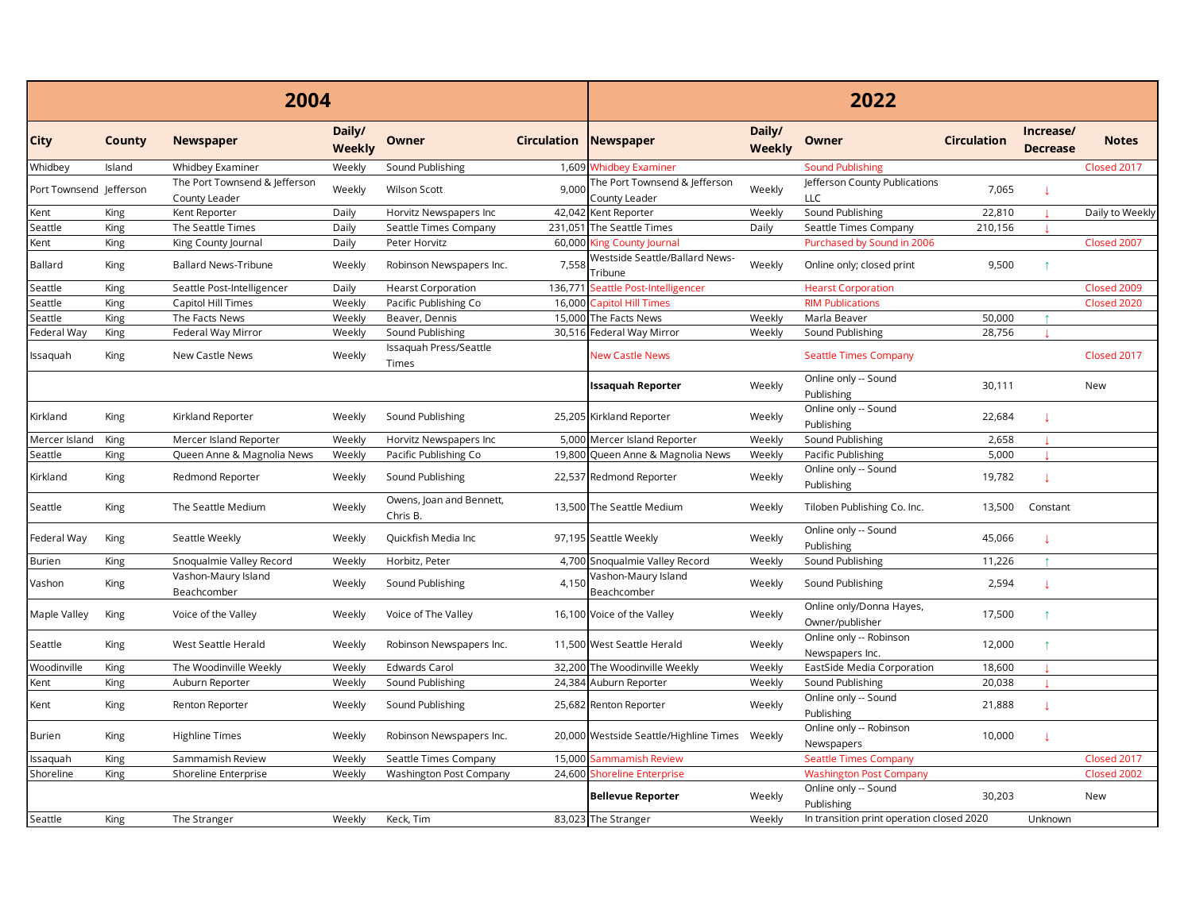| 2004 | | | | | | 2022 | | | | | |
|---|---|---|---|---|---|---|---|---|---|---|---|
| City | County | Newspaper | Daily/ Weekly | Owner | Circulation | Newspaper | Daily/ Weekly | Owner | Circulation | Increase/ Decrease | Notes |
| Whidbey | Island | Whidbey Examiner | Weekly | Sound Publishing | 1,609 | Whidbey Examiner | | Sound Publishing | | | Closed 2017 |
| Port Townsend | Jefferson | The Port Townsend & Jefferson County Leader | Weekly | Wilson Scott | 9,000 | The Port Townsend & Jefferson County Leader | Weekly | Jefferson County Publications LLC | 7,065 | ↓ | |
| Kent | King | Kent Reporter | Daily | Horvitz Newspapers Inc | 42,042 | Kent Reporter | Weekly | Sound Publishing | 22,810 | ↓ | Daily to Weekly |
| Seattle | King | The Seattle Times | Daily | Seattle Times Company | 231,051 | The Seattle Times | Daily | Seattle Times Company | 210,156 | ↓ | |
| Kent | King | King County Journal | Daily | Peter Horvitz | 60,000 | King County Journal | | Purchased by Sound in 2006 | | | Closed 2007 |
| Ballard | King | Ballard News-Tribune | Weekly | Robinson Newspapers Inc. | 7,558 | Westside Seattle/Ballard News-Tribune | Weekly | Online only; closed print | 9,500 | ↑ | |
| Seattle | King | Seattle Post-Intelligencer | Daily | Hearst Corporation | 136,771 | Seattle Post-Intelligencer | | Hearst Corporation | | | Closed 2009 |
| Seattle | King | Capitol Hill Times | Weekly | Pacific Publishing Co | 16,000 | Capitol Hill Times | | RIM Publications | | | Closed 2020 |
| Seattle | King | The Facts News | Weekly | Beaver, Dennis | 15,000 | The Facts News | Weekly | Marla Beaver | 50,000 | ↑ | |
| Federal Way | King | Federal Way Mirror | Weekly | Sound Publishing | 30,516 | Federal Way Mirror | Weekly | Sound Publishing | 28,756 | ↓ | |
| Issaquah | King | New Castle News | Weekly | Issaquah Press/Seattle Times | | New Castle News | | Seattle Times Company | | | Closed 2017 |
| | | | | | | **Issaquah Reporter** | Weekly | Online only -- Sound Publishing | 30,111 | | New |
| Kirkland | King | Kirkland Reporter | Weekly | Sound Publishing | 25,205 | Kirkland Reporter | Weekly | Online only -- Sound Publishing | 22,684 | ↓ | |
| Mercer Island | King | Mercer Island Reporter | Weekly | Horvitz Newspapers Inc | 5,000 | Mercer Island Reporter | Weekly | Sound Publishing | 2,658 | ↓ | |
| Seattle | King | Queen Anne & Magnolia News | Weekly | Pacific Publishing Co | 19,800 | Queen Anne & Magnolia News | Weekly | Pacific Publishing | 5,000 | ↓ | |
| Kirkland | King | Redmond Reporter | Weekly | Sound Publishing | 22,537 | Redmond Reporter | Weekly | Online only -- Sound Publishing | 19,782 | ↓ | |
| Seattle | King | The Seattle Medium | Weekly | Owens, Joan and Bennett, Chris B. | 13,500 | The Seattle Medium | Weekly | Tiloben Publishing Co. Inc. | 13,500 | Constant | |
| Federal Way | King | Seattle Weekly | Weekly | Quickfish Media Inc | 97,195 | Seattle Weekly | Weekly | Online only -- Sound Publishing | 45,066 | ↓ | |
| Burien | King | Snoqualmie Valley Record | Weekly | Horbitz, Peter | 4,700 | Snoqualmie Valley Record | Weekly | Sound Publishing | 11,226 | ↑ | |
| Vashon | King | Vashon-Maury Island Beachcomber | Weekly | Sound Publishing | 4,150 | Vashon-Maury Island Beachcomber | Weekly | Sound Publishing | 2,594 | ↓ | |
| Maple Valley | King | Voice of the Valley | Weekly | Voice of The Valley | 16,100 | Voice of the Valley | Weekly | Online only/Donna Hayes, Owner/publisher | 17,500 | ↑ | |
| Seattle | King | West Seattle Herald | Weekly | Robinson Newspapers Inc. | 11,500 | West Seattle Herald | Weekly | Online only -- Robinson Newspapers Inc. | 12,000 | ↑ | |
| Woodinville | King | The Woodinville Weekly | Weekly | Edwards Carol | 32,200 | The Woodinville Weekly | Weekly | EastSide Media Corporation | 18,600 | ↓ | |
| Kent | King | Auburn Reporter | Weekly | Sound Publishing | 24,384 | Auburn Reporter | Weekly | Sound Publishing | 20,038 | ↓ | |
| Kent | King | Renton Reporter | Weekly | Sound Publishing | 25,682 | Renton Reporter | Weekly | Online only -- Sound Publishing | 21,888 | ↓ | |
| Burien | King | Highline Times | Weekly | Robinson Newspapers Inc. | 20,000 | Westside Seattle/Highline Times | Weekly | Online only -- Robinson Newspapers | 10,000 | ↓ | |
| Issaquah | King | Sammamish Review | Weekly | Seattle Times Company | 15,000 | Sammamish Review | | Seattle Times Company | | | Closed 2017 |
| Shoreline | King | Shoreline Enterprise | Weekly | Washington Post Company | 24,600 | Shoreline Enterprise | | Washington Post Company | | | Closed 2002 |
| | | | | | | **Bellevue Reporter** | Weekly | Online only -- Sound Publishing | 30,203 | | New |
| Seattle | King | The Stranger | Weekly | Keck, Tim | 83,023 | The Stranger | Weekly | In transition print operation closed 2020 | | Unknown | |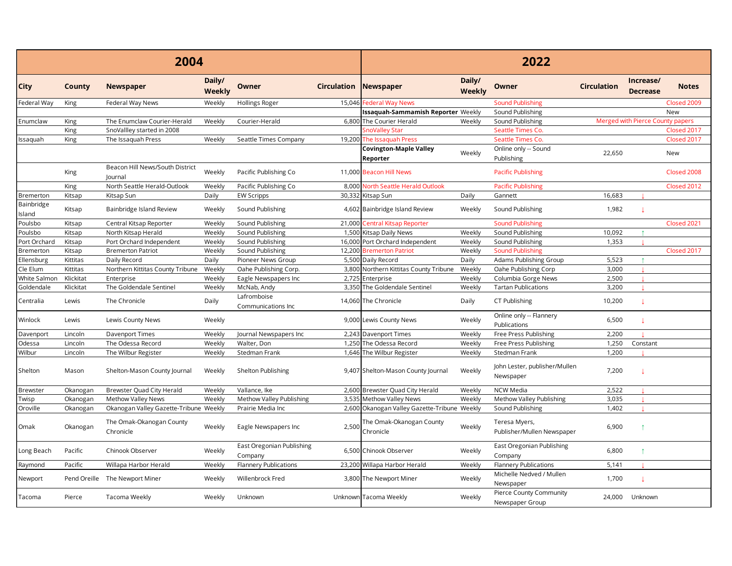| 2004 | | | | | | 2022 | | | | | |
|---|---|---|---|---|---|---|---|---|---|---|---|
| City | County | Newspaper | Daily/ Weekly | Owner | Circulation | Newspaper | Daily/ Weekly | Owner | Circulation | Increase/ Decrease | Notes |
| Federal Way | King | Federal Way News | Weekly | Hollings Roger | 15,046 | Federal Way News | | Sound Publishing | | | Closed 2009 |
| | | | | | | **Issaquah-Sammamish Reporter** | Weekly | Sound Publishing | | | New |
| Enumclaw | King | The Enumclaw Courier-Herald | Weekly | Courier-Herald | 6,800 | The Courier Herald | Weekly | Sound Publishing | Merged with Pierce County papers | | |
| | King | SnoValley started in 2008 | | | | SnoValley Star | | Seattle Times Co. | | | Closed 2017 |
| Issaquah | King | The Issaquah Press | Weekly | Seattle Times Company | 19,200 | The Issaquah Press | | Seattle Times Co. | | | Closed 2017 |
| | | | | | | **Covington-Maple Valley Reporter** | Weekly | Online only -- Sound Publishing | 22,650 | | New |
| | King | Beacon Hill News/South District Journal | Weekly | Pacific Publishing Co | 11,000 | Beacon Hill News | | Pacific Publishing | | | Closed 2008 |
| | King | North Seattle Herald-Outlook | Weekly | Pacific Publishing Co | 8,000 | North Seattle Herald Outlook | | Pacific Publishing | | | Closed 2012 |
| Bremerton | Kitsap | Kitsap Sun | Daily | EW Scripps | 30,332 | Kitsap Sun | Daily | Gannett | 16,683 | ↓ | |
| Bainbridge Island | Kitsap | Bainbridge Island Review | Weekly | Sound Publishing | 4,602 | Bainbridge Island Review | Weekly | Sound Publishing | 1,982 | ↓ | |
| Poulsbo | Kitsap | Central Kitsap Reporter | Weekly | Sound Publishing | 21,000 | Central Kitsap Reporter | | Sound Publishing | | | Closed 2021 |
| Poulsbo | Kitsap | North Kitsap Herald | Weekly | Sound Publishing | 1,500 | Kitsap Daily News | Weekly | Sound Publishing | 10,092 | ↑ | |
| Port Orchard | Kitsap | Port Orchard Independent | Weekly | Sound Publishing | 16,000 | Port Orchard Independent | Weekly | Sound Publishing | 1,353 | ↓ | |
| Bremerton | Kitsap | Bremerton Patriot | Weekly | Sound Publishing | 12,200 | Bremerton Patriot | Weekly | Sound Publishing | | | Closed 2017 |
| Ellensburg | Kittitas | Daily Record | Daily | Pioneer News Group | 5,500 | Daily Record | Daily | Adams Publishing Group | 5,523 | ↑ | |
| Cle Elum | Kittitas | Northern Kittitas County Tribune | Weekly | Oahe Publishing Corp. | 3,800 | Northern Kittitas County Tribune | Weekly | Oahe Publishing Corp | 3,000 | ↓ | |
| White Salmon | Klickitat | Enterprise | Weekly | Eagle Newspapers Inc | 2,725 | Enterprise | Weekly | Columbia Gorge News | 2,500 | ↓ | |
| Goldendale | Klickitat | The Goldendale Sentinel | Weekly | McNab, Andy | 3,350 | The Goldendale Sentinel | Weekly | Tartan Publications | 3,200 | ↓ | |
| Centralia | Lewis | The Chronicle | Daily | Lafromboise Communications Inc | 14,060 | The Chronicle | Daily | CT Publishing | 10,200 | ↓ | |
| Winlock | Lewis | Lewis County News | Weekly | | 9,000 | Lewis County News | Weekly | Online only -- Flannery Publications | 6,500 | ↓ | |
| Davenport | Lincoln | Davenport Times | Weekly | Journal Newspapers Inc | 2,243 | Davenport Times | Weekly | Free Press Publishing | 2,200 | ↓ | |
| Odessa | Lincoln | The Odessa Record | Weekly | Walter, Don | 1,250 | The Odessa Record | Weekly | Free Press Publishing | 1,250 | Constant | |
| Wilbur | Lincoln | The Wilbur Register | Weekly | Stedman Frank | 1,646 | The Wilbur Register | Weekly | Stedman Frank | 1,200 | ↓ | |
| Shelton | Mason | Shelton-Mason County Journal | Weekly | Shelton Publishing | 9,407 | Shelton-Mason County Journal | Weekly | John Lester, publisher/Mullen Newspaper | 7,200 | ↓ | |
| Brewster | Okanogan | Brewster Quad City Herald | Weekly | Vallance, Ike | 2,600 | Brewster Quad City Herald | Weekly | NCW Media | 2,522 | ↓ | |
| Twisp | Okanogan | Methow Valley News | Weekly | Methow Valley Publishing | 3,535 | Methow Valley News | Weekly | Methow Valley Publishing | 3,035 | ↓ | |
| Oroville | Okanogan | Okanogan Valley Gazette-Tribune | Weekly | Prairie Media Inc | 2,600 | Okanogan Valley Gazette-Tribune | Weekly | Sound Publishing | 1,402 | ↓ | |
| Omak | Okanogan | The Omak-Okanogan County Chronicle | Weekly | Eagle Newspapers Inc | 2,500 | The Omak-Okanogan County Chronicle | Weekly | Teresa Myers, Publisher/Mullen Newspaper | 6,900 | ↑ | |
| Long Beach | Pacific | Chinook Observer | Weekly | East Oregonian Publishing Company | 6,500 | Chinook Observer | Weekly | East Oregonian Publishing Company | 6,800 | ↑ | |
| Raymond | Pacific | Willapa Harbor Herald | Weekly | Flannery Publications | 23,200 | Willapa Harbor Herald | Weekly | Flannery Publications | 5,141 | ↓ | |
| Newport | Pend Oreille | The Newport Miner | Weekly | Willenbrock Fred | 3,800 | The Newport Miner | Weekly | Michelle Nedved / Mullen Newspaper | 1,700 | ↓ | |
| Tacoma | Pierce | Tacoma Weekly | Weekly | Unknown | Unknown | Tacoma Weekly | Weekly | Pierce County Community Newspaper Group | 24,000 | Unknown | |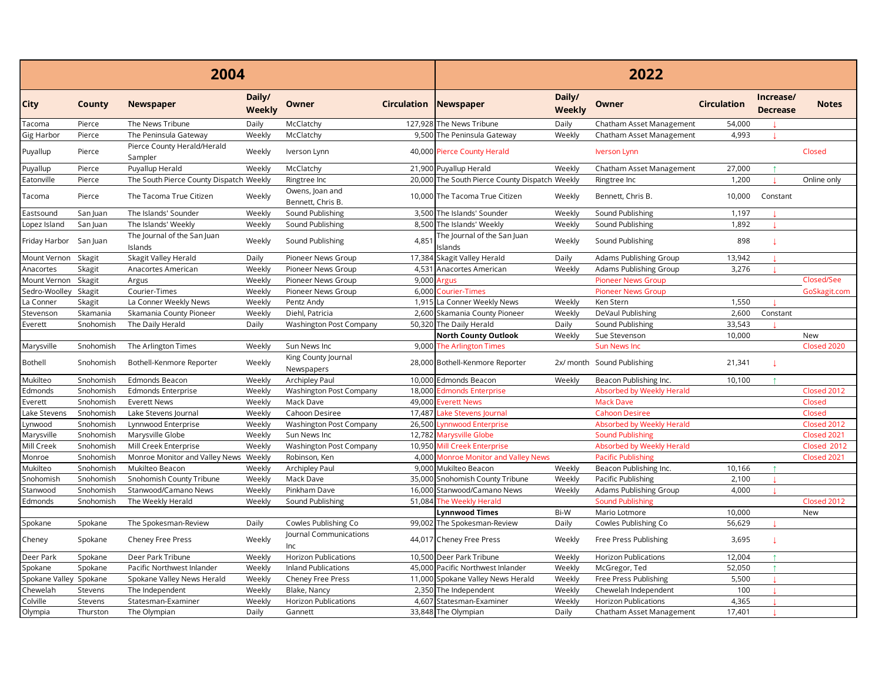| 2004 | | | | | | 2022 | | | | | |
|---|---|---|---|---|---|---|---|---|---|---|---|
| City | County | Newspaper | Daily/ Weekly | Owner | Circulation | Newspaper | Daily/ Weekly | Owner | Circulation | Increase/ Decrease | Notes |
| Tacoma | Pierce | The News Tribune | Daily | McClatchy | 127,928 | The News Tribune | Daily | Chatham Asset Management | 54,000 | ↓ | |
| Gig Harbor | Pierce | The Peninsula Gateway | Weekly | McClatchy | 9,500 | The Peninsula Gateway | Weekly | Chatham Asset Management | 4,993 | ↓ | |
| Puyallup | Pierce | Pierce County Herald/Herald Sampler | Weekly | Iverson Lynn | 40,000 | Pierce County Herald | | Iverson Lynn | | | Closed |
| Puyallup | Pierce | Puyallup Herald | Weekly | McClatchy | 21,900 | Puyallup Herald | Weekly | Chatham Asset Management | 27,000 | ↑ | |
| Eatonville | Pierce | The South Pierce County Dispatch | Weekly | Ringtree Inc | 20,000 | The South Pierce County Dispatch | Weekly | Ringtree Inc | 1,200 | ↓ | Online only |
| Tacoma | Pierce | The Tacoma True Citizen | Weekly | Owens, Joan and Bennett, Chris B. | 10,000 | The Tacoma True Citizen | Weekly | Bennett, Chris B. | 10,000 | Constant | |
| Eastsound | San Juan | The Islands' Sounder | Weekly | Sound Publishing | 3,500 | The Islands' Sounder | Weekly | Sound Publishing | 1,197 | ↓ | |
| Lopez Island | San Juan | The Islands' Weekly | Weekly | Sound Publishing | 8,500 | The Islands' Weekly | Weekly | Sound Publishing | 1,892 | ↓ | |
| Friday Harbor | San Juan | The Journal of the San Juan Islands | Weekly | Sound Publishing | 4,851 | The Journal of the San Juan Islands | Weekly | Sound Publishing | 898 | ↓ | |
| Mount Vernon | Skagit | Skagit Valley Herald | Daily | Pioneer News Group | 17,384 | Skagit Valley Herald | Daily | Adams Publishing Group | 13,942 | ↓ | |
| Anacortes | Skagit | Anacortes American | Weekly | Pioneer News Group | 4,531 | Anacortes American | Weekly | Adams Publishing Group | 3,276 | ↓ | |
| Mount Vernon | Skagit | Argus | Weekly | Pioneer News Group | 9,000 | Argus | | Pioneer News Group | | | Closed/See |
| Sedro-Woolley | Skagit | Courier-Times | Weekly | Pioneer News Group | 6,000 | Courier-Times | | Pioneer News Group | | | GoSkagit.com |
| La Conner | Skagit | La Conner Weekly News | Weekly | Pentz Andy | 1,915 | La Conner Weekly News | Weekly | Ken Stern | 1,550 | ↓ | |
| Stevenson | Skamania | Skamania County Pioneer | Weekly | Diehl, Patricia | 2,600 | Skamania County Pioneer | Weekly | DeVaul Publishing | 2,600 | Constant | |
| Everett | Snohomish | The Daily Herald | Daily | Washington Post Company | 50,320 | The Daily Herald | Daily | Sound Publishing | 33,543 | ↓ | |
| | | | | | | **North County Outlook** | Weekly | Sue Stevenson | 10,000 | | New |
| Marysville | Snohomish | The Arlington Times | Weekly | Sun News Inc | 9,000 | The Arlington Times | | Sun News Inc | | | Closed 2020 |
| Bothell | Snohomish | Bothell-Kenmore Reporter | Weekly | King County Journal Newspapers | 28,000 | Bothell-Kenmore Reporter | 2x/ month | Sound Publishing | 21,341 | ↓ | |
| Mukilteo | Snohomish | Edmonds Beacon | Weekly | Archipley Paul | 10,000 | Edmonds Beacon | Weekly | Beacon Publishing Inc. | 10,100 | ↑ | |
| Edmonds | Snohomish | Edmonds Enterprise | Weekly | Washington Post Company | 18,000 | Edmonds Enterprise | | Absorbed by Weekly Herald | | | Closed 2012 |
| Everett | Snohomish | Everett News | Weekly | Mack Dave | 49,000 | Everett News | | Mack Dave | | | Closed |
| Lake Stevens | Snohomish | Lake Stevens Journal | Weekly | Cahoon Desiree | 17,487 | Lake Stevens Journal | | Cahoon Desiree | | | Closed |
| Lynwood | Snohomish | Lynnwood Enterprise | Weekly | Washington Post Company | 26,500 | Lynnwood Enterprise | | Absorbed by Weekly Herald | | | Closed 2012 |
| Marysville | Snohomish | Marysville Globe | Weekly | Sun News Inc | 12,782 | Marysville Globe | | Sound Publishing | | | Closed 2021 |
| Mill Creek | Snohomish | Mill Creek Enterprise | Weekly | Washington Post Company | 10,950 | Mill Creek Enterprise | | Absorbed by Weekly Herald | | | Closed 2012 |
| Monroe | Snohomish | Monroe Monitor and Valley News | Weekly | Robinson, Ken | 4,000 | Monroe Monitor and Valley News | | Pacific Publishing | | | Closed 2021 |
| Mukilteo | Snohomish | Mukilteo Beacon | Weekly | Archipley Paul | 9,000 | Mukilteo Beacon | Weekly | Beacon Publishing Inc. | 10,166 | ↑ | |
| Snohomish | Snohomish | Snohomish County Tribune | Weekly | Mack Dave | 35,000 | Snohomish County Tribune | Weekly | Pacific Publishing | 2,100 | ↓ | |
| Stanwood | Snohomish | Stanwood/Camano News | Weekly | Pinkham Dave | 16,000 | Stanwood/Camano News | Weekly | Adams Publishing Group | 4,000 | ↓ | |
| Edmonds | Snohomish | The Weekly Herald | Weekly | Sound Publishing | 51,084 | The Weekly Herald | | Sound Publishing | | | Closed 2012 |
| | | | | | | **Lynnwood Times** | Bi-W | Mario Lotmore | 10,000 | | New |
| Spokane | Spokane | The Spokesman-Review | Daily | Cowles Publishing Co | 99,002 | The Spokesman-Review | Daily | Cowles Publishing Co | 56,629 | ↓ | |
| Cheney | Spokane | Cheney Free Press | Weekly | Journal Communications Inc | 44,017 | Cheney Free Press | Weekly | Free Press Publishing | 3,695 | ↓ | |
| Deer Park | Spokane | Deer Park Tribune | Weekly | Horizon Publications | 10,500 | Deer Park Tribune | Weekly | Horizon Publications | 12,004 | ↑ | |
| Spokane | Spokane | Pacific Northwest Inlander | Weekly | Inland Publications | 45,000 | Pacific Northwest Inlander | Weekly | McGregor, Ted | 52,050 | ↑ | |
| Spokane Valley | Spokane | Spokane Valley News Herald | Weekly | Cheney Free Press | 11,000 | Spokane Valley News Herald | Weekly | Free Press Publishing | 5,500 | ↓ | |
| Chewelah | Stevens | The Independent | Weekly | Blake, Nancy | 2,350 | The Independent | Weekly | Chewelah Independent | 100 | ↓ | |
| Colville | Stevens | Statesman-Examiner | Weekly | Horizon Publications | 4,607 | Statesman-Examiner | Weekly | Horizon Publications | 4,365 | ↓ | |
| Olympia | Thurston | The Olympian | Daily | Gannett | 33,848 | The Olympian | Daily | Chatham Asset Management | 17,401 | ↓ | |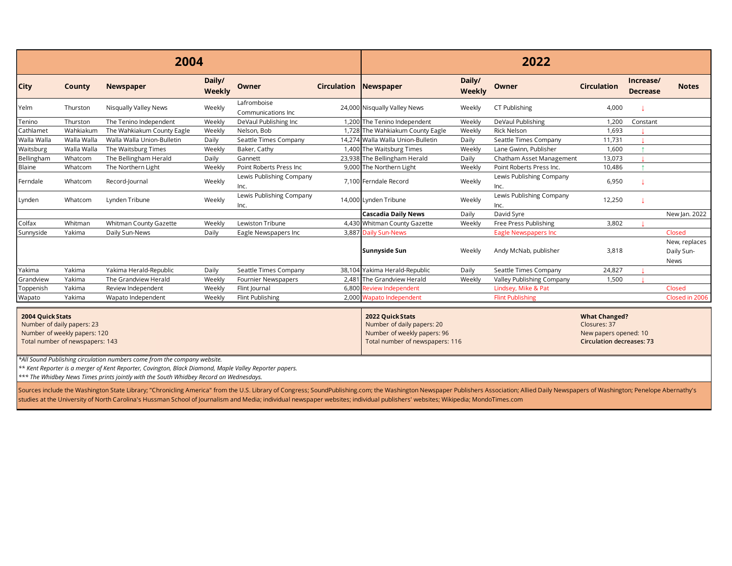| 2004 | | | | | | 2022 | | | | | |
|---|---|---|---|---|---|---|---|---|---|---|---|
| **City** | **County** | **Newspaper** | **Daily/ Weekly** | **Owner** | **Circulation** | **Newspaper** | **Daily/ Weekly** | **Owner** | **Circulation** | **Increase/ Decrease** | **Notes** |
| Yelm | Thurston | Nisqually Valley News | Weekly | Lafromboise Communications Inc | 24,000 | Nisqually Valley News | Weekly | CT Publishing | 4,000 | ↓ | |
| Tenino | Thurston | The Tenino Independent | Weekly | DeVaul Publishing Inc | 1,200 | The Tenino Independent | Weekly | DeVaul Publishing | 1,200 | Constant | |
| Cathlamet | Wahkiakum | The Wahkiakum County Eagle | Weekly | Nelson, Bob | 1,728 | The Wahkiakum County Eagle | Weekly | Rick Nelson | 1,693 | ↓ | |
| Walla Walla | Walla Walla | Walla Walla Union-Bulletin | Daily | Seattle Times Company | 14,274 | Walla Walla Union-Bulletin | Daily | Seattle Times Company | 11,731 | ↓ | |
| Waitsburg | Walla Walla | The Waitsburg Times | Weekly | Baker, Cathy | 1,400 | The Waitsburg Times | Weekly | Lane Gwinn, Publisher | 1,600 | ↑ | |
| Bellingham | Whatcom | The Bellingham Herald | Daily | Gannett | 23,938 | The Bellingham Herald | Daily | Chatham Asset Management | 13,073 | ↓ | |
| Blaine | Whatcom | The Northern Light | Weekly | Point Roberts Press Inc | 9,000 | The Northern Light | Weekly | Point Roberts Press Inc. | 10,486 | ↑ | |
| Ferndale | Whatcom | Record-Journal | Weekly | Lewis Publishing Company Inc. | 7,100 | Ferndale Record | Weekly | Lewis Publishing Company Inc. | 6,950 | ↓ | |
| Lynden | Whatcom | Lynden Tribune | Weekly | Lewis Publishing Company Inc. | 14,000 | Lynden Tribune | Weekly | Lewis Publishing Company Inc. | 12,250 | ↓ | |
| | | | | | | **Cascadia Daily News** | Daily | David Syre | | | New Jan. 2022 |
| Colfax | Whitman | Whitman County Gazette | Weekly | Lewiston Tribune | 4,430 | Whitman County Gazette | Weekly | Free Press Publishing | 3,802 | ↓ | |
| Sunnyside | Yakima | Daily Sun-News | Daily | Eagle Newspapers Inc | 3,887 | Daily Sun-News | | Eagle Newspapers Inc | | | Closed |
| | | | | | | **Sunnyside Sun** | Weekly | Andy McNab, publisher | 3,818 | | New, replaces Daily Sun-News |
| Yakima | Yakima | Yakima Herald-Republic | Daily | Seattle Times Company | 38,104 | Yakima Herald-Republic | Daily | Seattle Times Company | 24,827 | ↓ | |
| Grandview | Yakima | The Grandview Herald | Weekly | Fournier Newspapers | 2,481 | The Grandview Herald | Weekly | Valley Publishing Company | 1,500 | ↓ | |
| Toppenish | Yakima | Review Independent | Weekly | Flint Journal | 6,800 | Review Independent | | Lindsey, Mike & Pat | | | Closed |
| Wapato | Yakima | Wapato Independent | Weekly | Flint Publishing | 2,000 | Wapato Independent | | Flint Publishing | | | Closed in 2006 |

**2004 Quick Stats**
Number of daily papers: 23
Number of weekly papers: 120
Total number of newspapers: 143

**2022 Quick Stats**
Number of daily papers: 20
Number of weekly papers: 96
Total number of newspapers: 116

**What Changed?**
Closures: 37
New papers opened: 10
**Circulation decreases: 73**

*\*All Sound Publishing circulation numbers come from the company website.*
*\*\* Kent Reporter is a merger of Kent Reporter, Covington, Black Diamond, Maple Valley Reporter papers.*
*\*\*\* The Whidbey News Times prints jointly with the South Whidbey Record on Wednesdays.*

Sources include the Washington State Library; "Chronicling America" from the U.S. Library of Congress; SoundPublishing.com; the Washington Newspaper Publishers Association; Allied Daily Newspapers of Washington; Penelope Abernathy's studies at the University of North Carolina's Hussman School of Journalism and Media; individual newspaper websites; individual publishers' websites; Wikipedia; MondoTimes.com